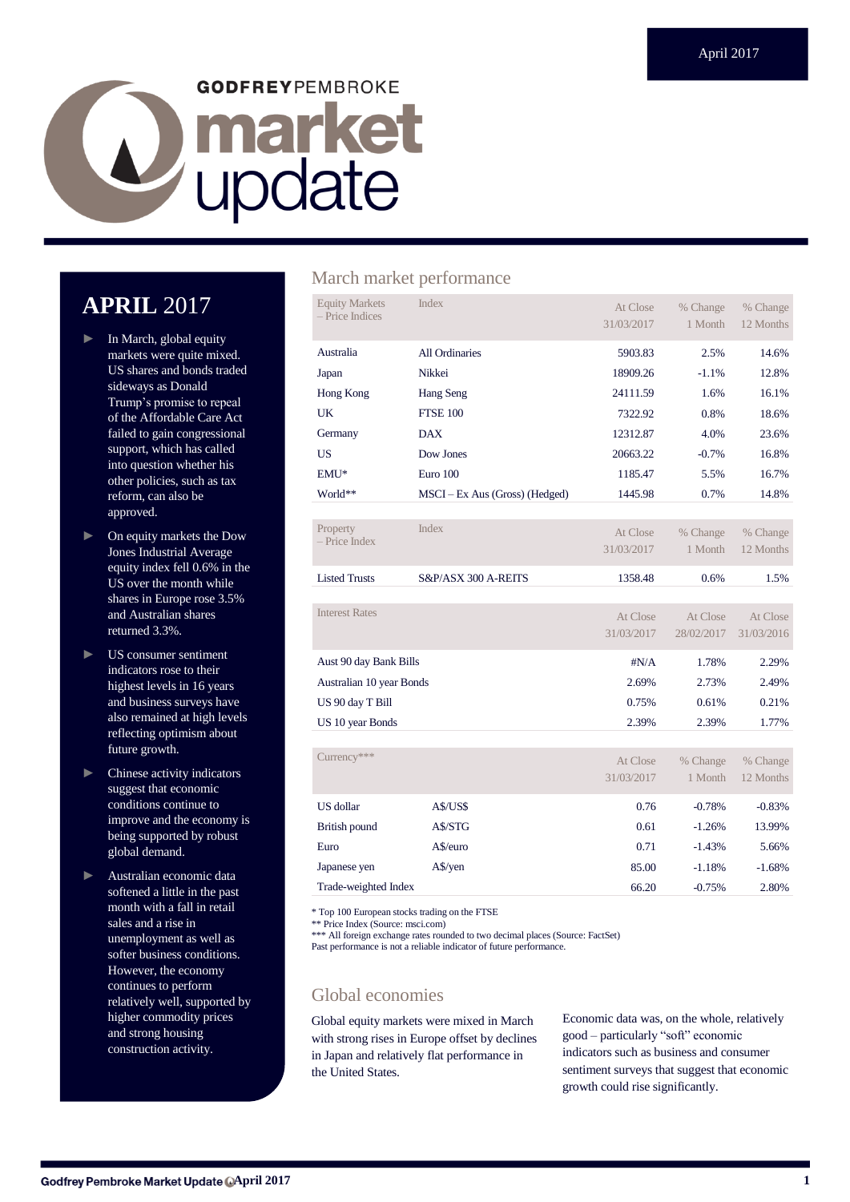# GODFREYPEMBROKE market update

April 2017

## APRIL 2017

- In March, global equity markets were quite mixed. US shares and bonds traded sideways as Donald Trump's promise to repeal of the Affordable Care Act failed to gain congressional support, which has called into question whether his other policies, such as tax reform, can also be approved.
- On equity markets the Dow Jones Industrial Average equity index fell 0.6% in the US over the month while shares in Europe rose 3.5% and Australian shares returned 3.3%.
- US consumer sentiment indicators rose to their highest levels in 16 years and business surveys have also remained at high levels reflecting optimism about future growth.
- Chinese activity indicators suggest that economic conditions continue to improve and the economy is being supported by robust global demand.
- Australian economic data softened a little in the past month with a fall in retail sales and a rise in unemployment as well as softer business conditions. However, the economy continues to perform relatively well, supported by higher commodity prices and strong housing construction activity.

## March market performance

| Equity Markets – Price Indices | Index | At Close 31/03/2017 | % Change 1 Month | % Change 12 Months |
|---|---|---|---|---|
| Australia | All Ordinaries | 5903.83 | 2.5% | 14.6% |
| Japan | Nikkei | 18909.26 | -1.1% | 12.8% |
| Hong Kong | Hang Seng | 24111.59 | 1.6% | 16.1% |
| UK | FTSE 100 | 7322.92 | 0.8% | 18.6% |
| Germany | DAX | 12312.87 | 4.0% | 23.6% |
| US | Dow Jones | 20663.22 | -0.7% | 16.8% |
| EMU* | Euro 100 | 1185.47 | 5.5% | 16.7% |
| World** | MSCI – Ex Aus (Gross) (Hedged) | 1445.98 | 0.7% | 14.8% |

| Property – Price Index | Index | At Close 31/03/2017 | % Change 1 Month | % Change 12 Months |
|---|---|---|---|---|
| Listed Trusts | S&P/ASX 300 A-REITS | 1358.48 | 0.6% | 1.5% |

| Interest Rates | At Close 31/03/2017 | At Close 28/02/2017 | At Close 31/03/2016 |
|---|---|---|---|
| Aust 90 day Bank Bills | #N/A | 1.78% | 2.29% |
| Australian 10 year Bonds | 2.69% | 2.73% | 2.49% |
| US 90 day T Bill | 0.75% | 0.61% | 0.21% |
| US 10 year Bonds | 2.39% | 2.39% | 1.77% |

| Currency*** | | At Close 31/03/2017 | % Change 1 Month | % Change 12 Months |
|---|---|---|---|---|
| US dollar | A$/US$ | 0.76 | -0.78% | -0.83% |
| British pound | A$/STG | 0.61 | -1.26% | 13.99% |
| Euro | A$/euro | 0.71 | -1.43% | 5.66% |
| Japanese yen | A$/yen | 85.00 | -1.18% | -1.68% |
| Trade-weighted Index | | 66.20 | -0.75% | 2.80% |

\* Top 100 European stocks trading on the FTSE
** Price Index (Source: msci.com)
*** All foreign exchange rates rounded to two decimal places (Source: FactSet)
Past performance is not a reliable indicator of future performance.

## Global economies

Global equity markets were mixed in March with strong rises in Europe offset by declines in Japan and relatively flat performance in the United States.

Economic data was, on the whole, relatively good – particularly "soft" economic indicators such as business and consumer sentiment surveys that suggest that economic growth could rise significantly.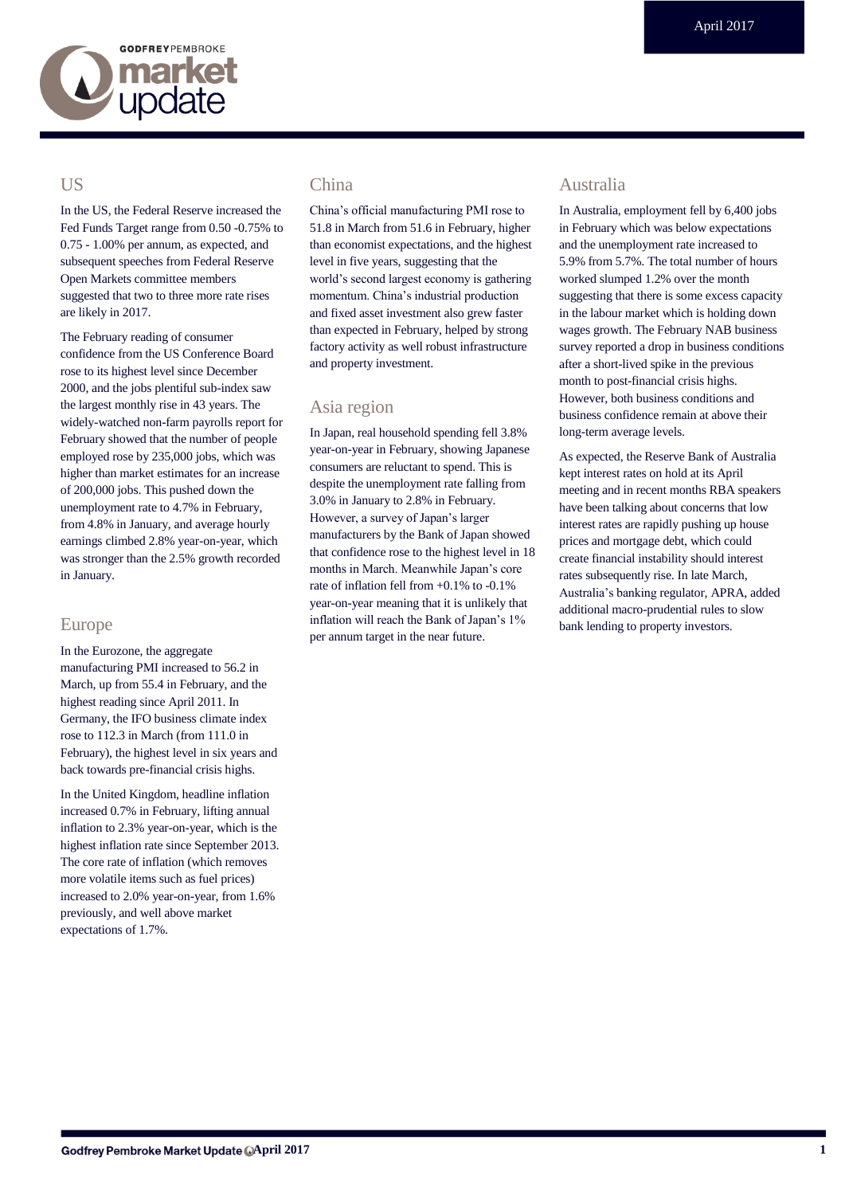## US

In the US, the Federal Reserve increased the Fed Funds Target range from 0.50 -0.75% to 0.75 - 1.00% per annum, as expected, and subsequent speeches from Federal Reserve Open Markets committee members suggested that two to three more rate rises are likely in 2017.

The February reading of consumer confidence from the US Conference Board rose to its highest level since December 2000, and the jobs plentiful sub-index saw the largest monthly rise in 43 years. The widely-watched non-farm payrolls report for February showed that the number of people employed rose by 235,000 jobs, which was higher than market estimates for an increase of 200,000 jobs. This pushed down the unemployment rate to 4.7% in February, from 4.8% in January, and average hourly earnings climbed 2.8% year-on-year, which was stronger than the 2.5% growth recorded in January.

## Europe

In the Eurozone, the aggregate manufacturing PMI increased to 56.2 in March, up from 55.4 in February, and the highest reading since April 2011. In Germany, the IFO business climate index rose to 112.3 in March (from 111.0 in February), the highest level in six years and back towards pre-financial crisis highs.

In the United Kingdom, headline inflation increased 0.7% in February, lifting annual inflation to 2.3% year-on-year, which is the highest inflation rate since September 2013. The core rate of inflation (which removes more volatile items such as fuel prices) increased to 2.0% year-on-year, from 1.6% previously, and well above market expectations of 1.7%.

## China

China's official manufacturing PMI rose to 51.8 in March from 51.6 in February, higher than economist expectations, and the highest level in five years, suggesting that the world's second largest economy is gathering momentum. China's industrial production and fixed asset investment also grew faster than expected in February, helped by strong factory activity as well robust infrastructure and property investment.

## Asia region

In Japan, real household spending fell 3.8% year-on-year in February, showing Japanese consumers are reluctant to spend. This is despite the unemployment rate falling from 3.0% in January to 2.8% in February. However, a survey of Japan's larger manufacturers by the Bank of Japan showed that confidence rose to the highest level in 18 months in March. Meanwhile Japan's core rate of inflation fell from +0.1% to -0.1% year-on-year meaning that it is unlikely that inflation will reach the Bank of Japan's 1% per annum target in the near future.

## Australia

In Australia, employment fell by 6,400 jobs in February which was below expectations and the unemployment rate increased to 5.9% from 5.7%. The total number of hours worked slumped 1.2% over the month suggesting that there is some excess capacity in the labour market which is holding down wages growth. The February NAB business survey reported a drop in business conditions after a short-lived spike in the previous month to post-financial crisis highs. However, both business conditions and business confidence remain at above their long-term average levels.

As expected, the Reserve Bank of Australia kept interest rates on hold at its April meeting and in recent months RBA speakers have been talking about concerns that low interest rates are rapidly pushing up house prices and mortgage debt, which could create financial instability should interest rates subsequently rise. In late March, Australia's banking regulator, APRA, added additional macro-prudential rules to slow bank lending to property investors.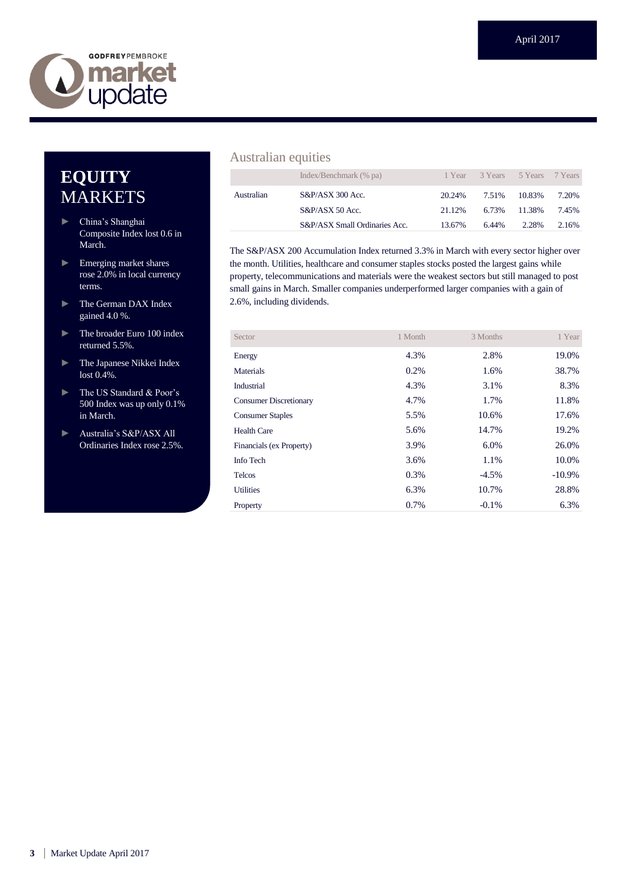# EQUITY MARKETS

- China's Shanghai Composite Index lost 0.6 in March.
- Emerging market shares rose 2.0% in local currency terms.
- The German DAX Index gained 4.0 %.
- The broader Euro 100 index returned 5.5%.
- The Japanese Nikkei Index lost 0.4%.
- The US Standard & Poor's 500 Index was up only 0.1% in March.
- Australia's S&P/ASX All Ordinaries Index rose 2.5%.

## Australian equities

| | Index/Benchmark (% pa) | 1 Year | 3 Years | 5 Years | 7 Years |
|---|---|---|---|---|---|
| Australian | S&P/ASX 300 Acc. | 20.24% | 7.51% | 10.83% | 7.20% |
| | S&P/ASX 50 Acc. | 21.12% | 6.73% | 11.38% | 7.45% |
| | S&P/ASX Small Ordinaries Acc. | 13.67% | 6.44% | 2.28% | 2.16% |

The S&P/ASX 200 Accumulation Index returned 3.3% in March with every sector higher over the month. Utilities, healthcare and consumer staples stocks posted the largest gains while property, telecommunications and materials were the weakest sectors but still managed to post small gains in March. Smaller companies underperformed larger companies with a gain of 2.6%, including dividends.

| Sector | 1 Month | 3 Months | 1 Year |
|---|---|---|---|
| Energy | 4.3% | 2.8% | 19.0% |
| Materials | 0.2% | 1.6% | 38.7% |
| Industrial | 4.3% | 3.1% | 8.3% |
| Consumer Discretionary | 4.7% | 1.7% | 11.8% |
| Consumer Staples | 5.5% | 10.6% | 17.6% |
| Health Care | 5.6% | 14.7% | 19.2% |
| Financials (ex Property) | 3.9% | 6.0% | 26.0% |
| Info Tech | 3.6% | 1.1% | 10.0% |
| Telcos | 0.3% | -4.5% | -10.9% |
| Utilities | 6.3% | 10.7% | 28.8% |
| Property | 0.7% | -0.1% | 6.3% |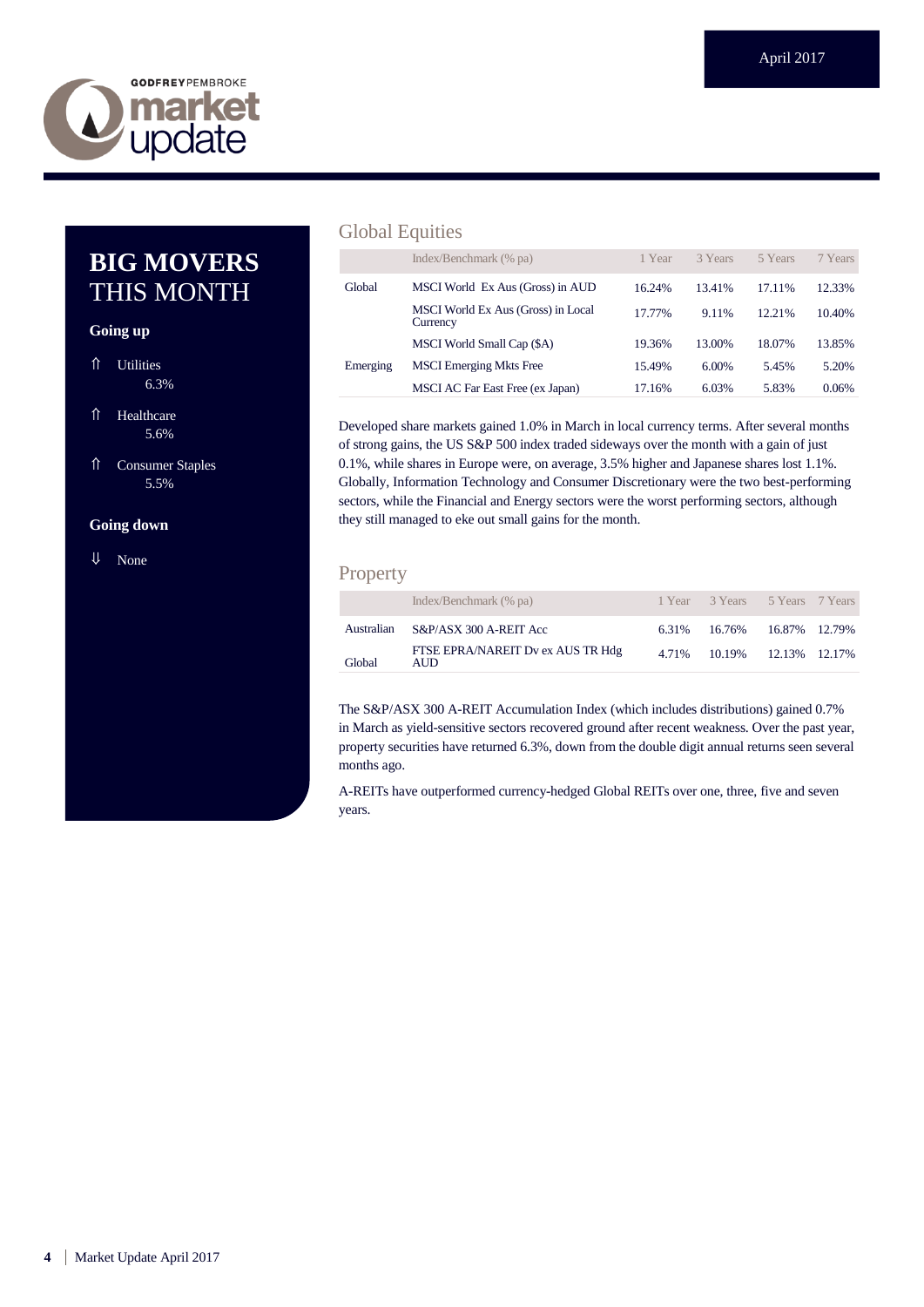## BIG MOVERS THIS MONTH

**Going up**

⇑ Utilities 6.3%

⇑ Healthcare 5.6%

⇑ Consumer Staples 5.5%

**Going down**

⇓ None

## Global Equities

| | Index/Benchmark (% pa) | 1 Year | 3 Years | 5 Years | 7 Years |
|---|---|---|---|---|---|
| Global | MSCI World Ex Aus (Gross) in AUD | 16.24% | 13.41% | 17.11% | 12.33% |
| | MSCI World Ex Aus (Gross) in Local Currency | 17.77% | 9.11% | 12.21% | 10.40% |
| | MSCI World Small Cap ($A) | 19.36% | 13.00% | 18.07% | 13.85% |
| Emerging | MSCI Emerging Mkts Free | 15.49% | 6.00% | 5.45% | 5.20% |
| | MSCI AC Far East Free (ex Japan) | 17.16% | 6.03% | 5.83% | 0.06% |

Developed share markets gained 1.0% in March in local currency terms. After several months of strong gains, the US S&P 500 index traded sideways over the month with a gain of just 0.1%, while shares in Europe were, on average, 3.5% higher and Japanese shares lost 1.1%. Globally, Information Technology and Consumer Discretionary were the two best-performing sectors, while the Financial and Energy sectors were the worst performing sectors, although they still managed to eke out small gains for the month.

## Property

| | Index/Benchmark (% pa) | 1 Year | 3 Years | 5 Years | 7 Years |
|---|---|---|---|---|---|
| Australian | S&P/ASX 300 A-REIT Acc | 6.31% | 16.76% | 16.87% | 12.79% |
| Global | FTSE EPRA/NAREIT Dv ex AUS TR Hdg AUD | 4.71% | 10.19% | 12.13% | 12.17% |

The S&P/ASX 300 A-REIT Accumulation Index (which includes distributions) gained 0.7% in March as yield-sensitive sectors recovered ground after recent weakness. Over the past year, property securities have returned 6.3%, down from the double digit annual returns seen several months ago.

A-REITs have outperformed currency-hedged Global REITs over one, three, five and seven years.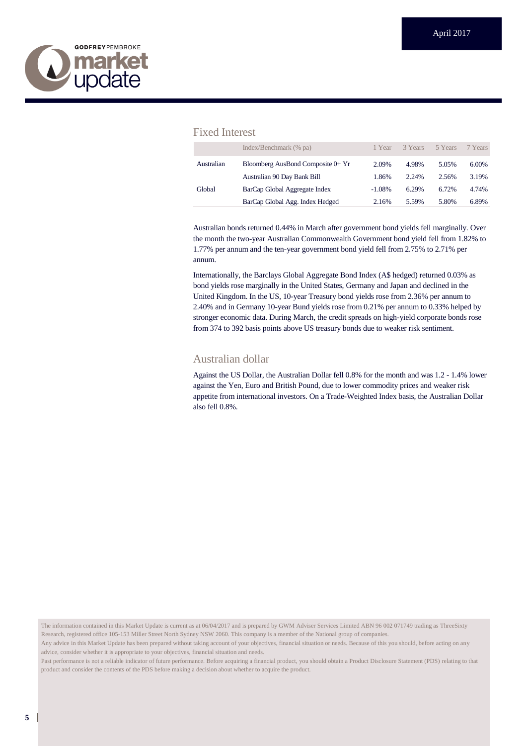## Fixed Interest

| | Index/Benchmark (% pa) | 1 Year | 3 Years | 5 Years | 7 Years |
|---|---|---|---|---|---|
| Australian | Bloomberg AusBond Composite 0+ Yr | 2.09% | 4.98% | 5.05% | 6.00% |
| | Australian 90 Day Bank Bill | 1.86% | 2.24% | 2.56% | 3.19% |
| Global | BarCap Global Aggregate Index | -1.08% | 6.29% | 6.72% | 4.74% |
| | BarCap Global Agg. Index Hedged | 2.16% | 5.59% | 5.80% | 6.89% |

Australian bonds returned 0.44% in March after government bond yields fell marginally. Over the month the two-year Australian Commonwealth Government bond yield fell from 1.82% to 1.77% per annum and the ten-year government bond yield fell from 2.75% to 2.71% per annum.

Internationally, the Barclays Global Aggregate Bond Index (A$ hedged) returned 0.03% as bond yields rose marginally in the United States, Germany and Japan and declined in the United Kingdom. In the US, 10-year Treasury bond yields rose from 2.36% per annum to 2.40% and in Germany 10-year Bund yields rose from 0.21% per annum to 0.33% helped by stronger economic data. During March, the credit spreads on high-yield corporate bonds rose from 374 to 392 basis points above US treasury bonds due to weaker risk sentiment.

## Australian dollar

Against the US Dollar, the Australian Dollar fell 0.8% for the month and was 1.2 - 1.4% lower against the Yen, Euro and British Pound, due to lower commodity prices and weaker risk appetite from international investors. On a Trade-Weighted Index basis, the Australian Dollar also fell 0.8%.

The information contained in this Market Update is current as at 06/04/2017 and is prepared by GWM Adviser Services Limited ABN 96 002 071749 trading as ThreeSixty Research, registered office 105-153 Miller Street North Sydney NSW 2060. This company is a member of the National group of companies.

Any advice in this Market Update has been prepared without taking account of your objectives, financial situation or needs. Because of this you should, before acting on any advice, consider whether it is appropriate to your objectives, financial situation and needs.

Past performance is not a reliable indicator of future performance. Before acquiring a financial product, you should obtain a Product Disclosure Statement (PDS) relating to that product and consider the contents of the PDS before making a decision about whether to acquire the product.